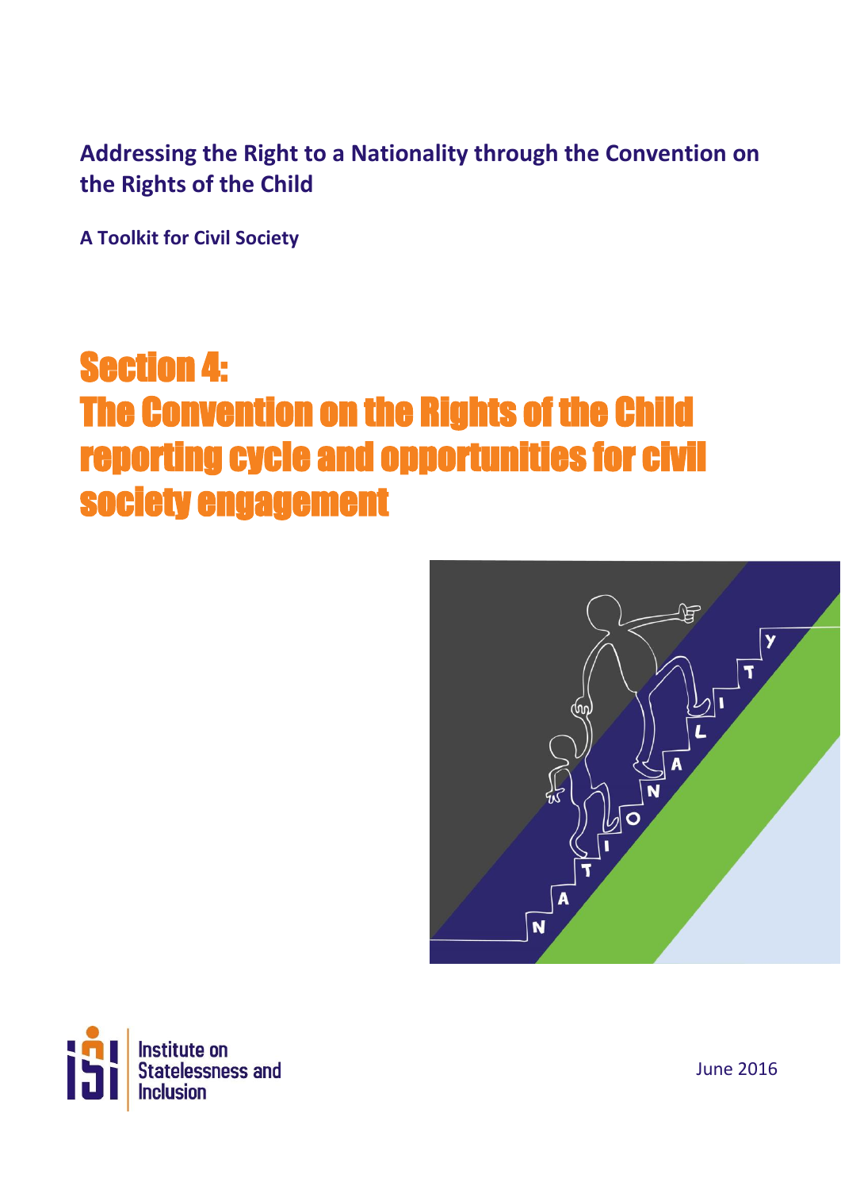**Addressing the Right to a Nationality through the Convention on the Rights of the Child**

**A Toolkit for Civil Society**

# Section 4: The Convention on the Rights of the Child reporting cycle and opportunities for civil society engagement

Institute on Statelessness and Inclusion

June 2016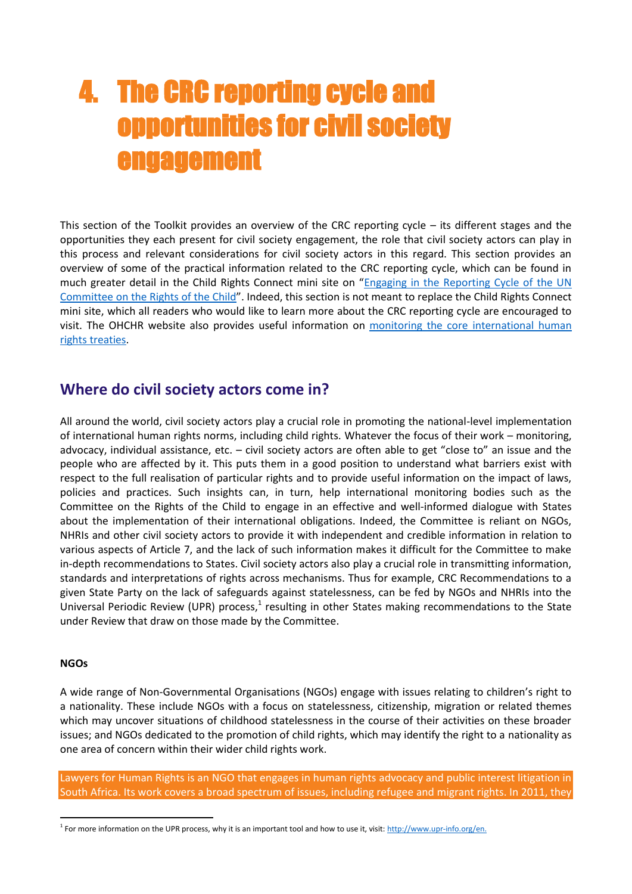# 4. The CRC reporting cycle and opportunities for civil society engagement

This section of the Toolkit provides an overview of the CRC reporting cycle – its different stages and the opportunities they each present for civil society engagement, the role that civil society actors can play in this process and relevant considerations for civil society actors in this regard. This section provides an overview of some of the practical information related to the CRC reporting cycle, which can be found in much greater detail in the Child Rights Connect mini site on "[Engaging in the Reporting Cycle of the UN Committee on the Rights of the Child]()". Indeed, this section is not meant to replace the Child Rights Connect mini site, which all readers who would like to learn more about the CRC reporting cycle are encouraged to visit. The OHCHR website also provides useful information on [monitoring the core international human rights treaties]().

## Where do civil society actors come in?

All around the world, civil society actors play a crucial role in promoting the national-level implementation of international human rights norms, including child rights. Whatever the focus of their work – monitoring, advocacy, individual assistance, etc. – civil society actors are often able to get "close to" an issue and the people who are affected by it. This puts them in a good position to understand what barriers exist with respect to the full realisation of particular rights and to provide useful information on the impact of laws, policies and practices. Such insights can, in turn, help international monitoring bodies such as the Committee on the Rights of the Child to engage in an effective and well-informed dialogue with States about the implementation of their international obligations. Indeed, the Committee is reliant on NGOs, NHRIs and other civil society actors to provide it with independent and credible information in relation to various aspects of Article 7, and the lack of such information makes it difficult for the Committee to make in-depth recommendations to States. Civil society actors also play a crucial role in transmitting information, standards and interpretations of rights across mechanisms. Thus for example, CRC Recommendations to a given State Party on the lack of safeguards against statelessness, can be fed by NGOs and NHRIs into the Universal Periodic Review (UPR) process,[1] resulting in other States making recommendations to the State under Review that draw on those made by the Committee.

**NGOs**

A wide range of Non-Governmental Organisations (NGOs) engage with issues relating to children's right to a nationality. These include NGOs with a focus on statelessness, citizenship, migration or related themes which may uncover situations of childhood statelessness in the course of their activities on these broader issues; and NGOs dedicated to the promotion of child rights, which may identify the right to a nationality as one area of concern within their wider child rights work.

Lawyers for Human Rights is an NGO that engages in human rights advocacy and public interest litigation in South Africa. Its work covers a broad spectrum of issues, including refugee and migrant rights. In 2011, they

---

[1] For more information on the UPR process, why it is an important tool and how to use it, visit: http://www.upr-info.org/en.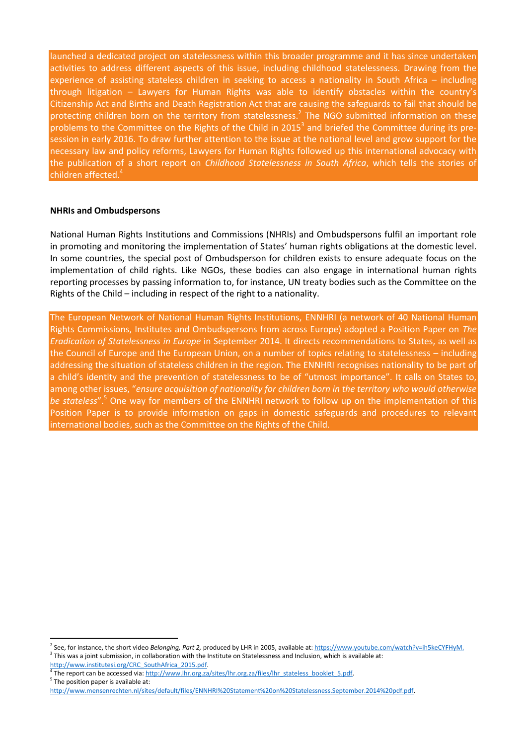launched a dedicated project on statelessness within this broader programme and it has since undertaken activities to address different aspects of this issue, including childhood statelessness. Drawing from the experience of assisting stateless children in seeking to access a nationality in South Africa – including through litigation – Lawyers for Human Rights was able to identify obstacles within the country's Citizenship Act and Births and Death Registration Act that are causing the safeguards to fail that should be protecting children born on the territory from statelessness.[2] The NGO submitted information on these problems to the Committee on the Rights of the Child in 2015[3] and briefed the Committee during its pre-session in early 2016. To draw further attention to the issue at the national level and grow support for the necessary law and policy reforms, Lawyers for Human Rights followed up this international advocacy with the publication of a short report on *Childhood Statelessness in South Africa*, which tells the stories of children affected.[4]

**NHRIs and Ombudspersons**

National Human Rights Institutions and Commissions (NHRIs) and Ombudspersons fulfil an important role in promoting and monitoring the implementation of States' human rights obligations at the domestic level. In some countries, the special post of Ombudsperson for children exists to ensure adequate focus on the implementation of child rights. Like NGOs, these bodies can also engage in international human rights reporting processes by passing information to, for instance, UN treaty bodies such as the Committee on the Rights of the Child – including in respect of the right to a nationality.

The European Network of National Human Rights Institutions, ENNHRI (a network of 40 National Human Rights Commissions, Institutes and Ombudspersons from across Europe) adopted a Position Paper on *The Eradication of Statelessness in Europe* in September 2014. It directs recommendations to States, as well as the Council of Europe and the European Union, on a number of topics relating to statelessness – including addressing the situation of stateless children in the region. The ENNHRI recognises nationality to be part of a child's identity and the prevention of statelessness to be of "utmost importance". It calls on States to, among other issues, "*ensure acquisition of nationality for children born in the territory who would otherwise be stateless*".[5] One way for members of the ENNHRI network to follow up on the implementation of this Position Paper is to provide information on gaps in domestic safeguards and procedures to relevant international bodies, such as the Committee on the Rights of the Child.

---

[2] See, for instance, the short video *Belonging, Part 2,* produced by LHR in 2005, available at: https://www.youtube.com/watch?v=ih5keCYFHyM.

[3] This was a joint submission, in collaboration with the Institute on Statelessness and Inclusion, which is available at: http://www.institutesi.org/CRC_SouthAfrica_2015.pdf.

[4] The report can be accessed via: http://www.lhr.org.za/sites/lhr.org.za/files/lhr_stateless_booklet_5.pdf.

[5] The position paper is available at: http://www.mensenrechten.nl/sites/default/files/ENNHRI%20Statement%20on%20Statelessness.September.2014%20pdf.pdf.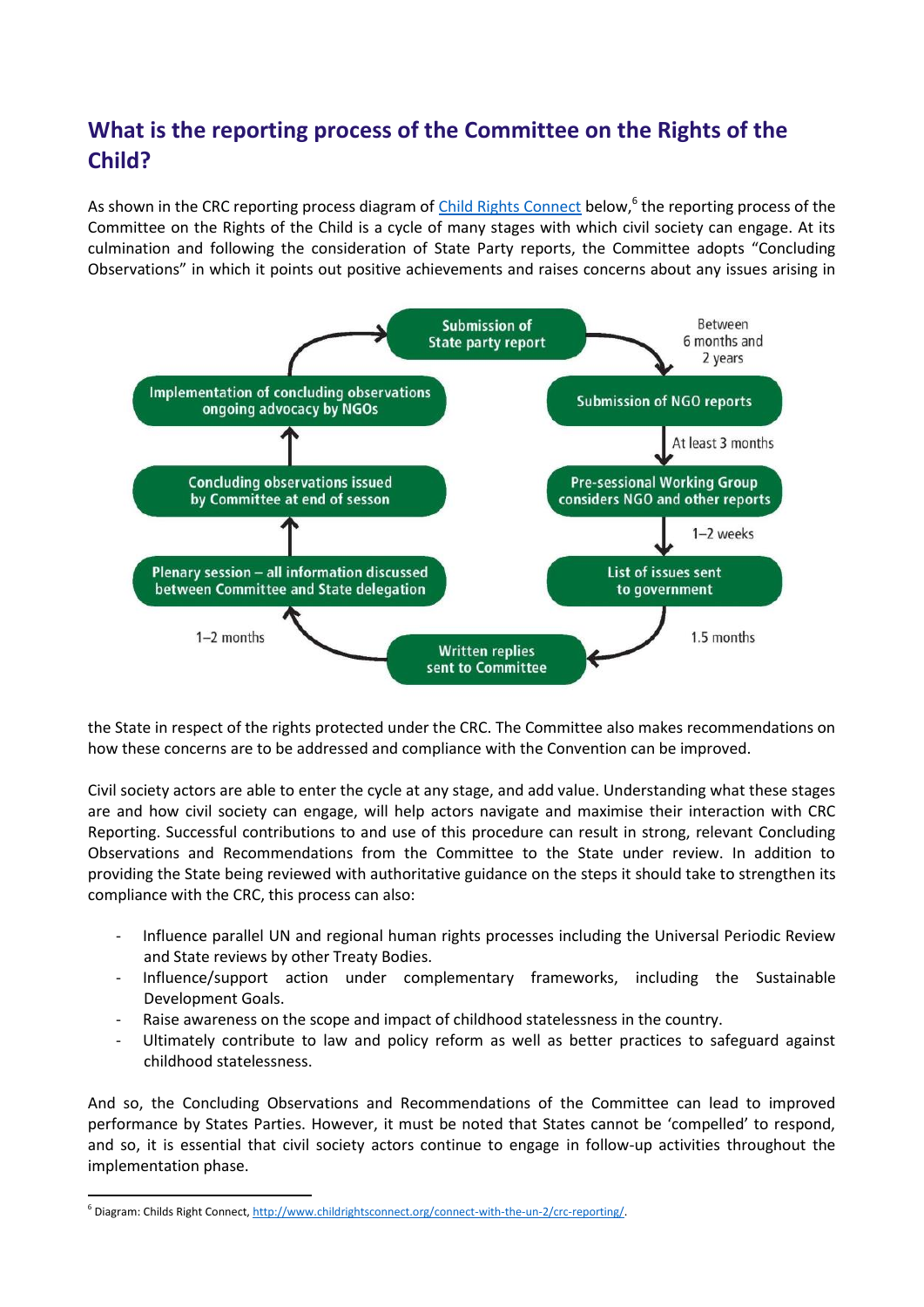## What is the reporting process of the Committee on the Rights of the Child?

As shown in the CRC reporting process diagram of [Child Rights Connect](http://www.childrightsconnect.org/connect-with-the-un-2/crc-reporting/) below,[6] the reporting process of the Committee on the Rights of the Child is a cycle of many stages with which civil society can engage. At its culmination and following the consideration of State Party reports, the Committee adopts "Concluding Observations" in which it points out positive achievements and raises concerns about any issues arising in the State in respect of the rights protected under the CRC. The Committee also makes recommendations on how these concerns are to be addressed and compliance with the Convention can be improved.

- Submission of State party report
- *Between 6 months and 2 years*
- Submission of NGO reports
- *At least 3 months*
- Pre-sessional Working Group considers NGO and other reports
- *1–2 weeks*
- List of issues sent to government
- *1.5 months*
- Written replies sent to Committee
- *1–2 months*
- Plenary session – all information discussed between Committee and State delegation
- Concluding observations issued by Committee at end of session
- Implementation of concluding observations ongoing advocacy by NGOs

Civil society actors are able to enter the cycle at any stage, and add value. Understanding what these stages are and how civil society can engage, will help actors navigate and maximise their interaction with CRC Reporting. Successful contributions to and use of this procedure can result in strong, relevant Concluding Observations and Recommendations from the Committee to the State under review. In addition to providing the State being reviewed with authoritative guidance on the steps it should take to strengthen its compliance with the CRC, this process can also:

- Influence parallel UN and regional human rights processes including the Universal Periodic Review and State reviews by other Treaty Bodies.
- Influence/support action under complementary frameworks, including the Sustainable Development Goals.
- Raise awareness on the scope and impact of childhood statelessness in the country.
- Ultimately contribute to law and policy reform as well as better practices to safeguard against childhood statelessness.

And so, the Concluding Observations and Recommendations of the Committee can lead to improved performance by States Parties. However, it must be noted that States cannot be 'compelled' to respond, and so, it is essential that civil society actors continue to engage in follow-up activities throughout the implementation phase.

[6] Diagram: Childs Right Connect, http://www.childrightsconnect.org/connect-with-the-un-2/crc-reporting/.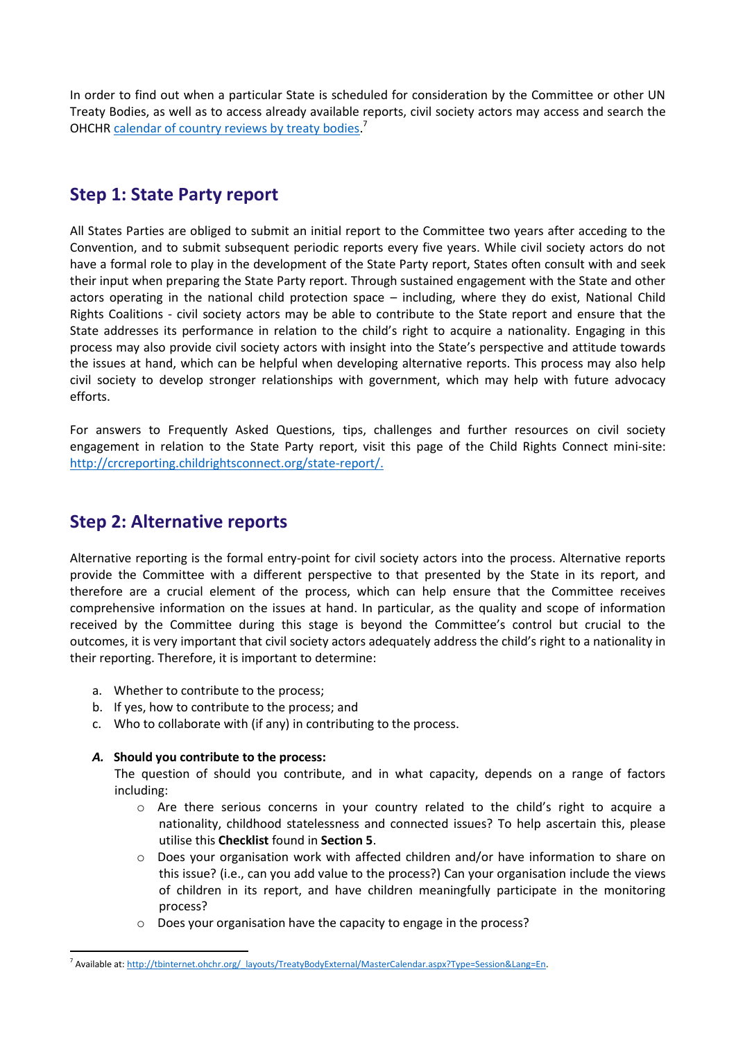In order to find out when a particular State is scheduled for consideration by the Committee or other UN Treaty Bodies, as well as to access already available reports, civil society actors may access and search the OHCHR [calendar of country reviews by treaty bodies](http://tbinternet.ohchr.org/_layouts/TreatyBodyExternal/MasterCalendar.aspx?Type=Session&Lang=En).[7]

## Step 1: State Party report

All States Parties are obliged to submit an initial report to the Committee two years after acceding to the Convention, and to submit subsequent periodic reports every five years. While civil society actors do not have a formal role to play in the development of the State Party report, States often consult with and seek their input when preparing the State Party report. Through sustained engagement with the State and other actors operating in the national child protection space – including, where they do exist, National Child Rights Coalitions - civil society actors may be able to contribute to the State report and ensure that the State addresses its performance in relation to the child's right to acquire a nationality. Engaging in this process may also provide civil society actors with insight into the State's perspective and attitude towards the issues at hand, which can be helpful when developing alternative reports. This process may also help civil society to develop stronger relationships with government, which may help with future advocacy efforts.

For answers to Frequently Asked Questions, tips, challenges and further resources on civil society engagement in relation to the State Party report, visit this page of the Child Rights Connect mini-site: http://crcreporting.childrightsconnect.org/state-report/.

## Step 2: Alternative reports

Alternative reporting is the formal entry-point for civil society actors into the process. Alternative reports provide the Committee with a different perspective to that presented by the State in its report, and therefore are a crucial element of the process, which can help ensure that the Committee receives comprehensive information on the issues at hand. In particular, as the quality and scope of information received by the Committee during this stage is beyond the Committee's control but crucial to the outcomes, it is very important that civil society actors adequately address the child's right to a nationality in their reporting. Therefore, it is important to determine:

a. Whether to contribute to the process;
b. If yes, how to contribute to the process; and
c. Who to collaborate with (if any) in contributing to the process.

***A.* Should you contribute to the process:**

The question of should you contribute, and in what capacity, depends on a range of factors including:

- Are there serious concerns in your country related to the child's right to acquire a nationality, childhood statelessness and connected issues? To help ascertain this, please utilise this **Checklist** found in **Section 5**.
- Does your organisation work with affected children and/or have information to share on this issue? (i.e., can you add value to the process?) Can your organisation include the views of children in its report, and have children meaningfully participate in the monitoring process?
- Does your organisation have the capacity to engage in the process?

[7] Available at: http://tbinternet.ohchr.org/_layouts/TreatyBodyExternal/MasterCalendar.aspx?Type=Session&Lang=En.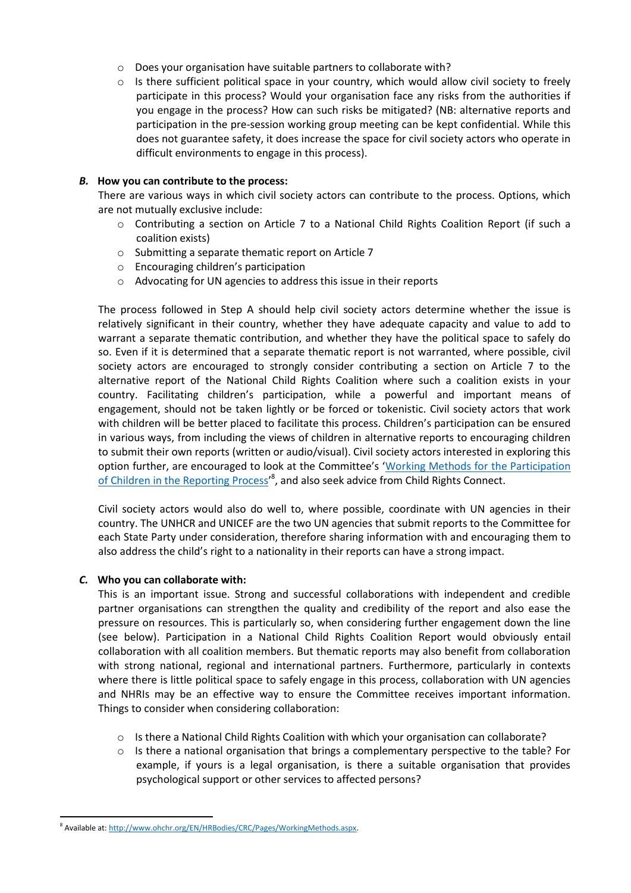- Does your organisation have suitable partners to collaborate with?
- Is there sufficient political space in your country, which would allow civil society to freely participate in this process? Would your organisation face any risks from the authorities if you engage in the process? How can such risks be mitigated? (NB: alternative reports and participation in the pre-session working group meeting can be kept confidential. While this does not guarantee safety, it does increase the space for civil society actors who operate in difficult environments to engage in this process).

### *B.* How you can contribute to the process:

There are various ways in which civil society actors can contribute to the process. Options, which are not mutually exclusive include:

- Contributing a section on Article 7 to a National Child Rights Coalition Report (if such a coalition exists)
- Submitting a separate thematic report on Article 7
- Encouraging children's participation
- Advocating for UN agencies to address this issue in their reports

The process followed in Step A should help civil society actors determine whether the issue is relatively significant in their country, whether they have adequate capacity and value to add to warrant a separate thematic contribution, and whether they have the political space to safely do so. Even if it is determined that a separate thematic report is not warranted, where possible, civil society actors are encouraged to strongly consider contributing a section on Article 7 to the alternative report of the National Child Rights Coalition where such a coalition exists in your country. Facilitating children's participation, while a powerful and important means of engagement, should not be taken lightly or be forced or tokenistic. Civil society actors that work with children will be better placed to facilitate this process. Children's participation can be ensured in various ways, from including the views of children in alternative reports to encouraging children to submit their own reports (written or audio/visual). Civil society actors interested in exploring this option further, are encouraged to look at the Committee's '[Working Methods for the Participation of Children in the Reporting Process](http://www.ohchr.org/EN/HRBodies/CRC/Pages/WorkingMethods.aspx)'[8], and also seek advice from Child Rights Connect.

Civil society actors would also do well to, where possible, coordinate with UN agencies in their country. The UNHCR and UNICEF are the two UN agencies that submit reports to the Committee for each State Party under consideration, therefore sharing information with and encouraging them to also address the child's right to a nationality in their reports can have a strong impact.

### *C.* Who you can collaborate with:

This is an important issue. Strong and successful collaborations with independent and credible partner organisations can strengthen the quality and credibility of the report and also ease the pressure on resources. This is particularly so, when considering further engagement down the line (see below). Participation in a National Child Rights Coalition Report would obviously entail collaboration with all coalition members. But thematic reports may also benefit from collaboration with strong national, regional and international partners. Furthermore, particularly in contexts where there is little political space to safely engage in this process, collaboration with UN agencies and NHRIs may be an effective way to ensure the Committee receives important information. Things to consider when considering collaboration:

- Is there a National Child Rights Coalition with which your organisation can collaborate?
- Is there a national organisation that brings a complementary perspective to the table? For example, if yours is a legal organisation, is there a suitable organisation that provides psychological support or other services to affected persons?

---

[8] Available at: http://www.ohchr.org/EN/HRBodies/CRC/Pages/WorkingMethods.aspx.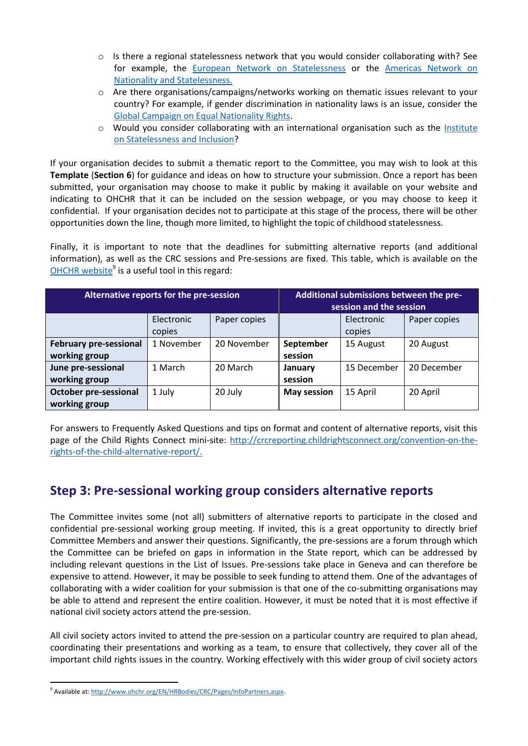- Is there a regional statelessness network that you would consider collaborating with? See for example, the European Network on Statelessness or the Americas Network on Nationality and Statelessness.
- Are there organisations/campaigns/networks working on thematic issues relevant to your country? For example, if gender discrimination in nationality laws is an issue, consider the Global Campaign on Equal Nationality Rights.
- Would you consider collaborating with an international organisation such as the Institute on Statelessness and Inclusion?

If your organisation decides to submit a thematic report to the Committee, you may wish to look at this **Template** (**Section 6**) for guidance and ideas on how to structure your submission. Once a report has been submitted, your organisation may choose to make it public by making it available on your website and indicating to OHCHR that it can be included on the session webpage, or you may choose to keep it confidential. If your organisation decides not to participate at this stage of the process, there will be other opportunities down the line, though more limited, to highlight the topic of childhood statelessness.

Finally, it is important to note that the deadlines for submitting alternative reports (and additional information), as well as the CRC sessions and Pre-sessions are fixed. This table, which is available on the OHCHR website[9] is a useful tool in this regard:

| Alternative reports for the pre-session | | | Additional submissions between the pre-session and the session | | |
|---|---|---|---|---|---|
| | Electronic copies | Paper copies | | Electronic copies | Paper copies |
| **February pre-sessional working group** | 1 November | 20 November | **September session** | 15 August | 20 August |
| **June pre-sessional working group** | 1 March | 20 March | **January session** | 15 December | 20 December |
| **October pre-sessional working group** | 1 July | 20 July | **May session** | 15 April | 20 April |

For answers to Frequently Asked Questions and tips on format and content of alternative reports, visit this page of the Child Rights Connect mini-site: http://crcreporting.childrightsconnect.org/convention-on-the-rights-of-the-child-alternative-report/.

## Step 3: Pre-sessional working group considers alternative reports

The Committee invites some (not all) submitters of alternative reports to participate in the closed and confidential pre-sessional working group meeting. If invited, this is a great opportunity to directly brief Committee Members and answer their questions. Significantly, the pre-sessions are a forum through which the Committee can be briefed on gaps in information in the State report, which can be addressed by including relevant questions in the List of Issues. Pre-sessions take place in Geneva and can therefore be expensive to attend. However, it may be possible to seek funding to attend them. One of the advantages of collaborating with a wider coalition for your submission is that one of the co-submitting organisations may be able to attend and represent the entire coalition. However, it must be noted that it is most effective if national civil society actors attend the pre-session.

All civil society actors invited to attend the pre-session on a particular country are required to plan ahead, coordinating their presentations and working as a team, to ensure that collectively, they cover all of the important child rights issues in the country. Working effectively with this wider group of civil society actors

[9] Available at: http://www.ohchr.org/EN/HRBodies/CRC/Pages/InfoPartners.aspx.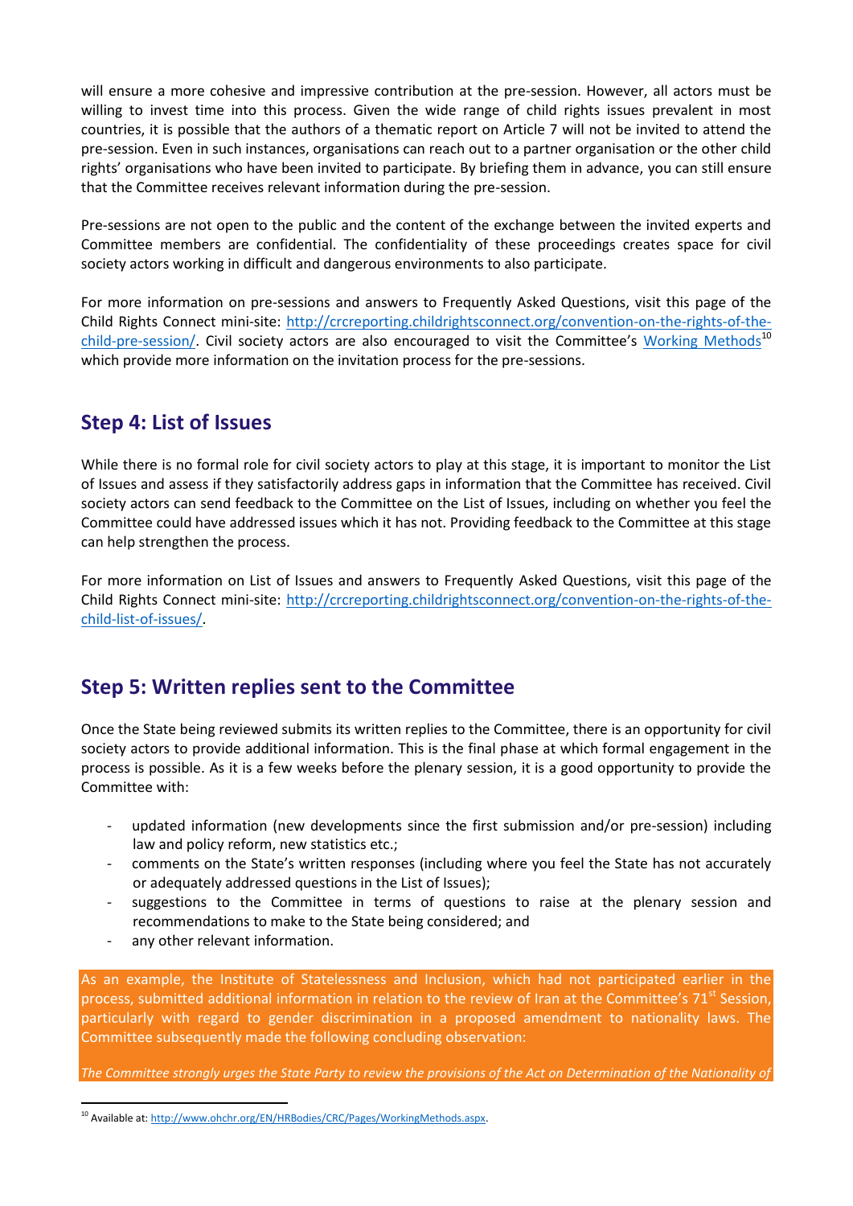will ensure a more cohesive and impressive contribution at the pre-session. However, all actors must be willing to invest time into this process. Given the wide range of child rights issues prevalent in most countries, it is possible that the authors of a thematic report on Article 7 will not be invited to attend the pre-session. Even in such instances, organisations can reach out to a partner organisation or the other child rights' organisations who have been invited to participate. By briefing them in advance, you can still ensure that the Committee receives relevant information during the pre-session.

Pre-sessions are not open to the public and the content of the exchange between the invited experts and Committee members are confidential. The confidentiality of these proceedings creates space for civil society actors working in difficult and dangerous environments to also participate.

For more information on pre-sessions and answers to Frequently Asked Questions, visit this page of the Child Rights Connect mini-site: http://crcreporting.childrightsconnect.org/convention-on-the-rights-of-the-child-pre-session/. Civil society actors are also encouraged to visit the Committee's Working Methods[10] which provide more information on the invitation process for the pre-sessions.

## Step 4: List of Issues

While there is no formal role for civil society actors to play at this stage, it is important to monitor the List of Issues and assess if they satisfactorily address gaps in information that the Committee has received. Civil society actors can send feedback to the Committee on the List of Issues, including on whether you feel the Committee could have addressed issues which it has not. Providing feedback to the Committee at this stage can help strengthen the process.

For more information on List of Issues and answers to Frequently Asked Questions, visit this page of the Child Rights Connect mini-site: http://crcreporting.childrightsconnect.org/convention-on-the-rights-of-the-child-list-of-issues/.

## Step 5: Written replies sent to the Committee

Once the State being reviewed submits its written replies to the Committee, there is an opportunity for civil society actors to provide additional information. This is the final phase at which formal engagement in the process is possible. As it is a few weeks before the plenary session, it is a good opportunity to provide the Committee with:

- updated information (new developments since the first submission and/or pre-session) including law and policy reform, new statistics etc.;
- comments on the State's written responses (including where you feel the State has not accurately or adequately addressed questions in the List of Issues);
- suggestions to the Committee in terms of questions to raise at the plenary session and recommendations to make to the State being considered; and
- any other relevant information.

As an example, the Institute of Statelessness and Inclusion, which had not participated earlier in the process, submitted additional information in relation to the review of Iran at the Committee's 71st Session, particularly with regard to gender discrimination in a proposed amendment to nationality laws. The Committee subsequently made the following concluding observation:

*The Committee strongly urges the State Party to review the provisions of the Act on Determination of the Nationality of*

---

[10] Available at: http://www.ohchr.org/EN/HRBodies/CRC/Pages/WorkingMethods.aspx.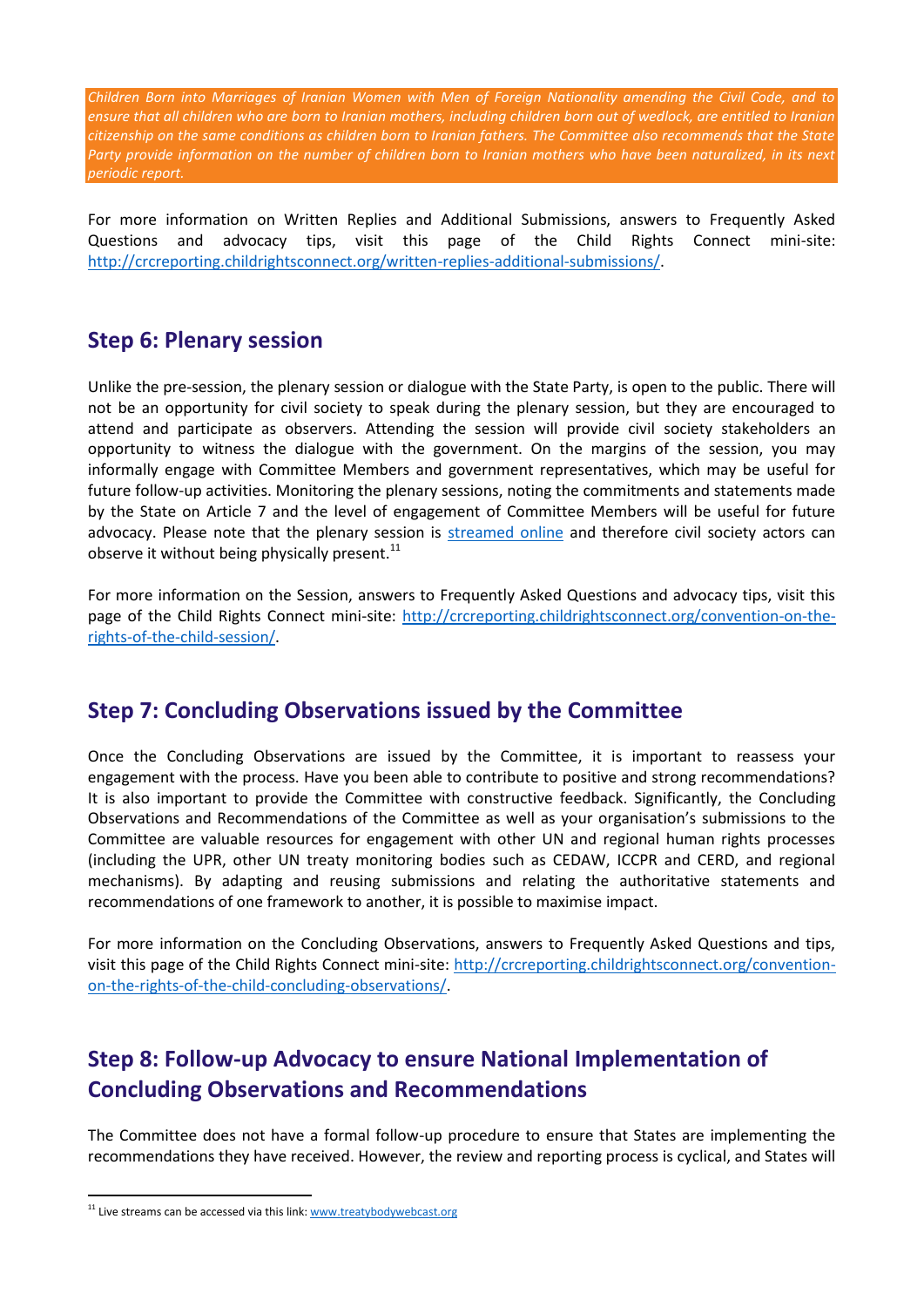*Children Born into Marriages of Iranian Women with Men of Foreign Nationality amending the Civil Code, and to ensure that all children who are born to Iranian mothers, including children born out of wedlock, are entitled to Iranian citizenship on the same conditions as children born to Iranian fathers. The Committee also recommends that the State Party provide information on the number of children born to Iranian mothers who have been naturalized, in its next periodic report.*

For more information on Written Replies and Additional Submissions, answers to Frequently Asked Questions and advocacy tips, visit this page of the Child Rights Connect mini-site: http://crcreporting.childrightsconnect.org/written-replies-additional-submissions/.

## Step 6: Plenary session

Unlike the pre-session, the plenary session or dialogue with the State Party, is open to the public. There will not be an opportunity for civil society to speak during the plenary session, but they are encouraged to attend and participate as observers. Attending the session will provide civil society stakeholders an opportunity to witness the dialogue with the government. On the margins of the session, you may informally engage with Committee Members and government representatives, which may be useful for future follow-up activities. Monitoring the plenary sessions, noting the commitments and statements made by the State on Article 7 and the level of engagement of Committee Members will be useful for future advocacy. Please note that the plenary session is streamed online and therefore civil society actors can observe it without being physically present.[11]

For more information on the Session, answers to Frequently Asked Questions and advocacy tips, visit this page of the Child Rights Connect mini-site: http://crcreporting.childrightsconnect.org/convention-on-the-rights-of-the-child-session/.

## Step 7: Concluding Observations issued by the Committee

Once the Concluding Observations are issued by the Committee, it is important to reassess your engagement with the process. Have you been able to contribute to positive and strong recommendations? It is also important to provide the Committee with constructive feedback. Significantly, the Concluding Observations and Recommendations of the Committee as well as your organisation's submissions to the Committee are valuable resources for engagement with other UN and regional human rights processes (including the UPR, other UN treaty monitoring bodies such as CEDAW, ICCPR and CERD, and regional mechanisms). By adapting and reusing submissions and relating the authoritative statements and recommendations of one framework to another, it is possible to maximise impact.

For more information on the Concluding Observations, answers to Frequently Asked Questions and tips, visit this page of the Child Rights Connect mini-site: http://crcreporting.childrightsconnect.org/convention-on-the-rights-of-the-child-concluding-observations/.

## Step 8: Follow-up Advocacy to ensure National Implementation of Concluding Observations and Recommendations

The Committee does not have a formal follow-up procedure to ensure that States are implementing the recommendations they have received. However, the review and reporting process is cyclical, and States will

---

[11] Live streams can be accessed via this link: www.treatybodywebcast.org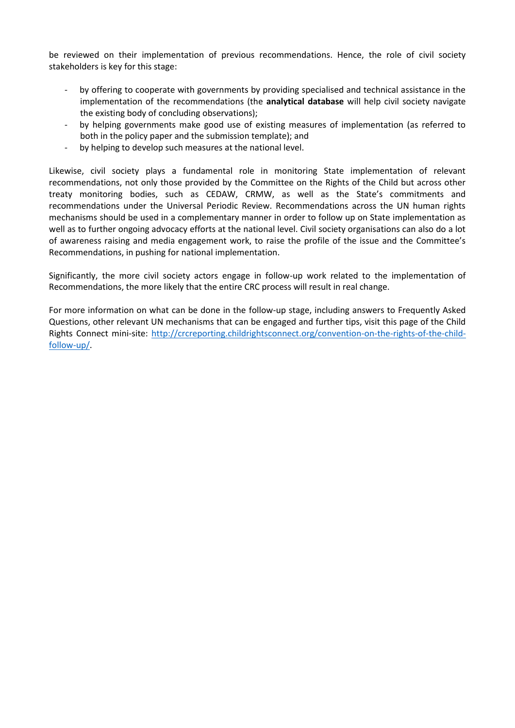be reviewed on their implementation of previous recommendations. Hence, the role of civil society stakeholders is key for this stage:

- by offering to cooperate with governments by providing specialised and technical assistance in the implementation of the recommendations (the **analytical database** will help civil society navigate the existing body of concluding observations);
- by helping governments make good use of existing measures of implementation (as referred to both in the policy paper and the submission template); and
- by helping to develop such measures at the national level.

Likewise, civil society plays a fundamental role in monitoring State implementation of relevant recommendations, not only those provided by the Committee on the Rights of the Child but across other treaty monitoring bodies, such as CEDAW, CRMW, as well as the State's commitments and recommendations under the Universal Periodic Review. Recommendations across the UN human rights mechanisms should be used in a complementary manner in order to follow up on State implementation as well as to further ongoing advocacy efforts at the national level. Civil society organisations can also do a lot of awareness raising and media engagement work, to raise the profile of the issue and the Committee's Recommendations, in pushing for national implementation.

Significantly, the more civil society actors engage in follow-up work related to the implementation of Recommendations, the more likely that the entire CRC process will result in real change.

For more information on what can be done in the follow-up stage, including answers to Frequently Asked Questions, other relevant UN mechanisms that can be engaged and further tips, visit this page of the Child Rights Connect mini-site: [http://crcreporting.childrightsconnect.org/convention-on-the-rights-of-the-child-follow-up/](http://crcreporting.childrightsconnect.org/convention-on-the-rights-of-the-child-follow-up/).